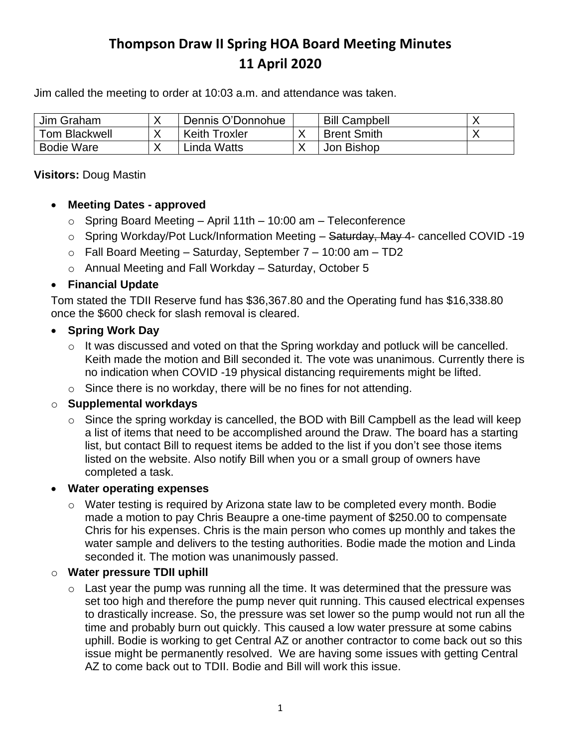# Thompson Draw II Spring HOA Board Meeting Minutes
# 11 April 2020

Jim called the meeting to order at 10:03 a.m. and attendance was taken.

| Jim Graham | X | Dennis O'Donnohue | | Bill Campbell | X |
|---|---|---|---|---|---|
| Tom Blackwell | X | Keith Troxler | X | Brent Smith | X |
| Bodie Ware | X | Linda Watts | X | Jon Bishop | |

**Visitors:** Doug Mastin

- **Meeting Dates - approved**
  - Spring Board Meeting – April 11th – 10:00 am – Teleconference
  - Spring Workday/Pot Luck/Information Meeting – ~~Saturday, May 4~~- cancelled COVID -19
  - Fall Board Meeting – Saturday, September 7 – 10:00 am – TD2
  - Annual Meeting and Fall Workday – Saturday, October 5
- **Financial Update**

Tom stated the TDII Reserve fund has $36,367.80 and the Operating fund has $16,338.80 once the $600 check for slash removal is cleared.

- **Spring Work Day**
  - It was discussed and voted on that the Spring workday and potluck will be cancelled. Keith made the motion and Bill seconded it. The vote was unanimous. Currently there is no indication when COVID -19 physical distancing requirements might be lifted.
  - Since there is no workday, there will be no fines for not attending.
  - **Supplemental workdays**
    - Since the spring workday is cancelled, the BOD with Bill Campbell as the lead will keep a list of items that need to be accomplished around the Draw. The board has a starting list, but contact Bill to request items be added to the list if you don't see those items listed on the website. Also notify Bill when you or a small group of owners have completed a task.
- **Water operating expenses**
  - Water testing is required by Arizona state law to be completed every month. Bodie made a motion to pay Chris Beaupre a one-time payment of $250.00 to compensate Chris for his expenses. Chris is the main person who comes up monthly and takes the water sample and delivers to the testing authorities. Bodie made the motion and Linda seconded it. The motion was unanimously passed.
  - **Water pressure TDII uphill**
    - Last year the pump was running all the time. It was determined that the pressure was set too high and therefore the pump never quit running. This caused electrical expenses to drastically increase. So, the pressure was set lower so the pump would not run all the time and probably burn out quickly. This caused a low water pressure at some cabins uphill. Bodie is working to get Central AZ or another contractor to come back out so this issue might be permanently resolved. We are having some issues with getting Central AZ to come back out to TDII. Bodie and Bill will work this issue.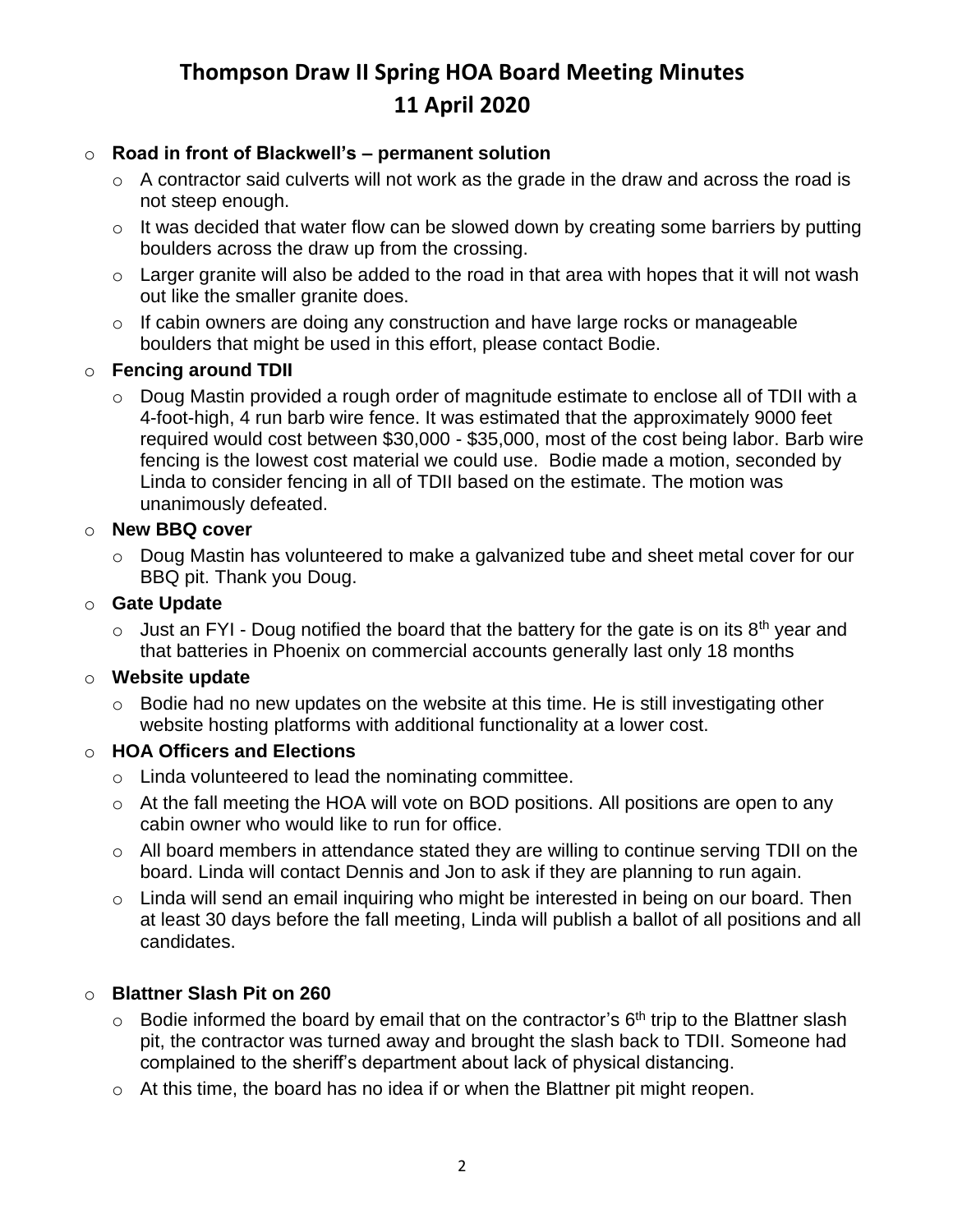# Thompson Draw II Spring HOA Board Meeting Minutes
# 11 April 2020

- **Road in front of Blackwell's – permanent solution**
  - A contractor said culverts will not work as the grade in the draw and across the road is not steep enough.
  - It was decided that water flow can be slowed down by creating some barriers by putting boulders across the draw up from the crossing.
  - Larger granite will also be added to the road in that area with hopes that it will not wash out like the smaller granite does.
  - If cabin owners are doing any construction and have large rocks or manageable boulders that might be used in this effort, please contact Bodie.
- **Fencing around TDII**
  - Doug Mastin provided a rough order of magnitude estimate to enclose all of TDII with a 4-foot-high, 4 run barb wire fence. It was estimated that the approximately 9000 feet required would cost between $30,000 - $35,000, most of the cost being labor. Barb wire fencing is the lowest cost material we could use. Bodie made a motion, seconded by Linda to consider fencing in all of TDII based on the estimate. The motion was unanimously defeated.
- **New BBQ cover**
  - Doug Mastin has volunteered to make a galvanized tube and sheet metal cover for our BBQ pit. Thank you Doug.
- **Gate Update**
  - Just an FYI - Doug notified the board that the battery for the gate is on its 8th year and that batteries in Phoenix on commercial accounts generally last only 18 months
- **Website update**
  - Bodie had no new updates on the website at this time. He is still investigating other website hosting platforms with additional functionality at a lower cost.
- **HOA Officers and Elections**
  - Linda volunteered to lead the nominating committee.
  - At the fall meeting the HOA will vote on BOD positions. All positions are open to any cabin owner who would like to run for office.
  - All board members in attendance stated they are willing to continue serving TDII on the board. Linda will contact Dennis and Jon to ask if they are planning to run again.
  - Linda will send an email inquiring who might be interested in being on our board. Then at least 30 days before the fall meeting, Linda will publish a ballot of all positions and all candidates.
- **Blattner Slash Pit on 260**
  - Bodie informed the board by email that on the contractor's 6th trip to the Blattner slash pit, the contractor was turned away and brought the slash back to TDII. Someone had complained to the sheriff's department about lack of physical distancing.
  - At this time, the board has no idea if or when the Blattner pit might reopen.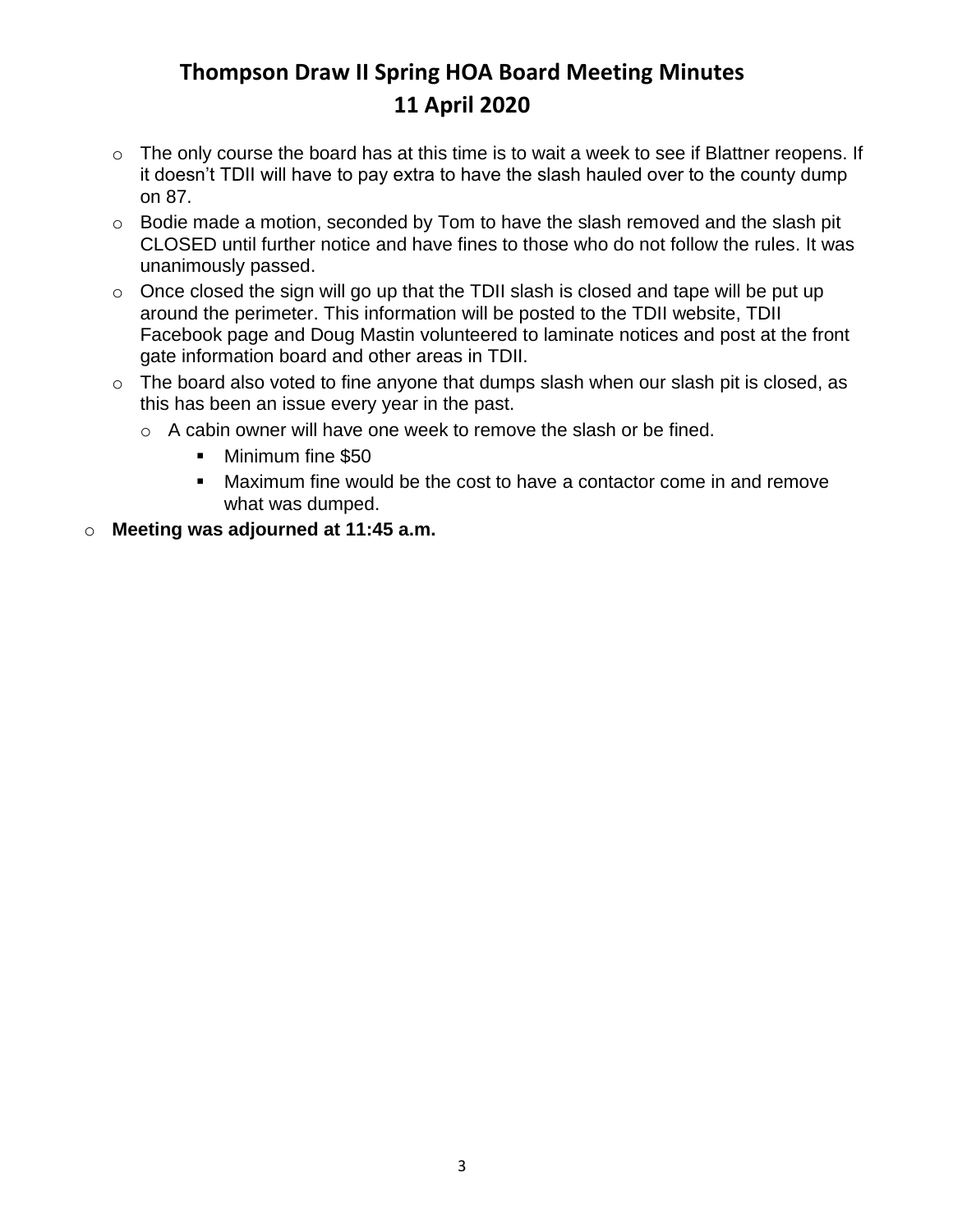# Thompson Draw II Spring HOA Board Meeting Minutes
## 11 April 2020

- The only course the board has at this time is to wait a week to see if Blattner reopens. If it doesn't TDII will have to pay extra to have the slash hauled over to the county dump on 87.
- Bodie made a motion, seconded by Tom to have the slash removed and the slash pit CLOSED until further notice and have fines to those who do not follow the rules. It was unanimously passed.
- Once closed the sign will go up that the TDII slash is closed and tape will be put up around the perimeter. This information will be posted to the TDII website, TDII Facebook page and Doug Mastin volunteered to laminate notices and post at the front gate information board and other areas in TDII.
- The board also voted to fine anyone that dumps slash when our slash pit is closed, as this has been an issue every year in the past.
  - A cabin owner will have one week to remove the slash or be fined.
    - Minimum fine $50
    - Maximum fine would be the cost to have a contactor come in and remove what was dumped.

- **Meeting was adjourned at 11:45 a.m.**